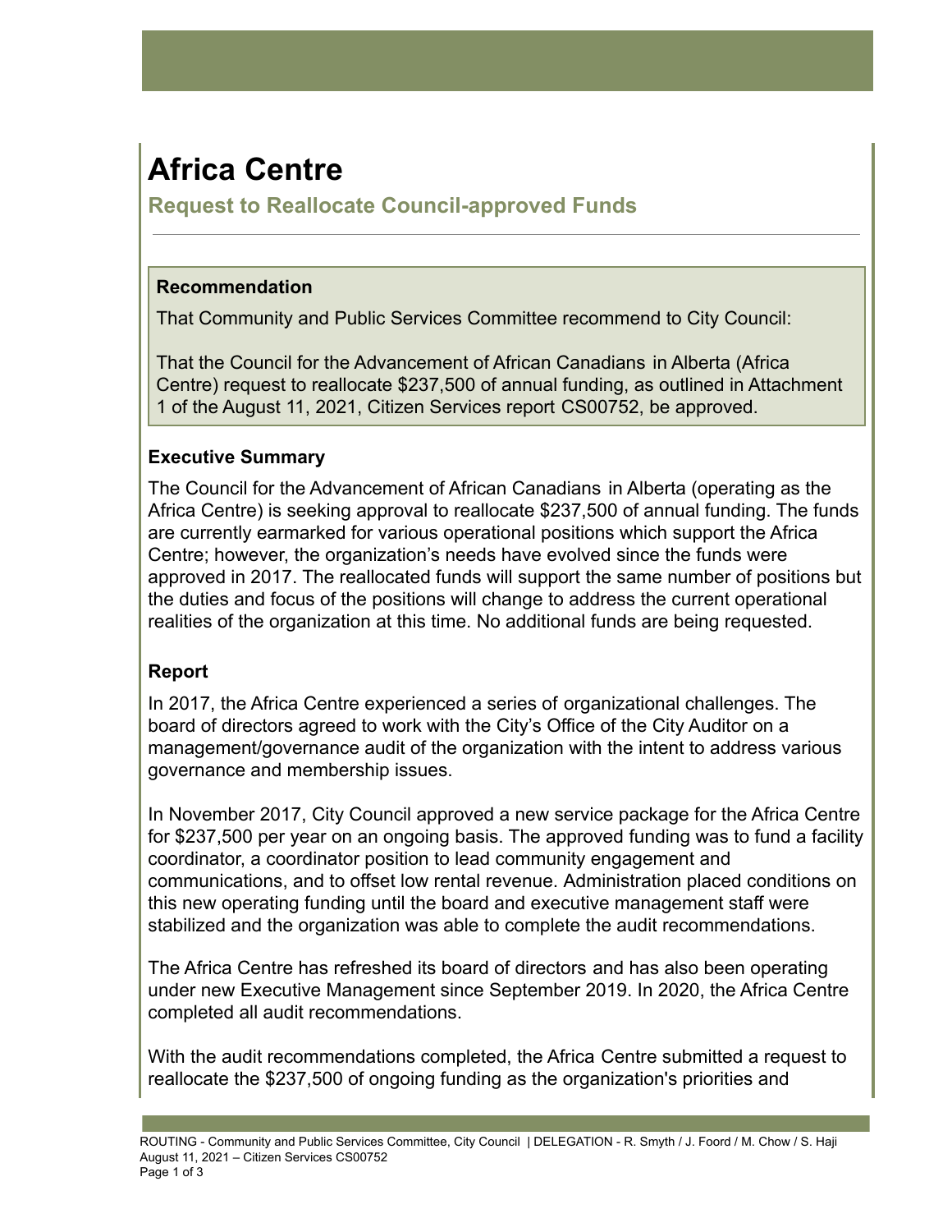# Africa Centre

## Request to Reallocate Council-approved Funds

### Recommendation

That Community and Public Services Committee recommend to City Council:

That the Council for the Advancement of African Canadians in Alberta (Africa Centre) request to reallocate $237,500 of annual funding, as outlined in Attachment 1 of the August 11, 2021, Citizen Services report CS00752, be approved.

### Executive Summary

The Council for the Advancement of African Canadians in Alberta (operating as the Africa Centre) is seeking approval to reallocate $237,500 of annual funding. The funds are currently earmarked for various operational positions which support the Africa Centre; however, the organization's needs have evolved since the funds were approved in 2017. The reallocated funds will support the same number of positions but the duties and focus of the positions will change to address the current operational realities of the organization at this time. No additional funds are being requested.

### Report

In 2017, the Africa Centre experienced a series of organizational challenges. The board of directors agreed to work with the City's Office of the City Auditor on a management/governance audit of the organization with the intent to address various governance and membership issues.

In November 2017, City Council approved a new service package for the Africa Centre for $237,500 per year on an ongoing basis. The approved funding was to fund a facility coordinator, a coordinator position to lead community engagement and communications, and to offset low rental revenue. Administration placed conditions on this new operating funding until the board and executive management staff were stabilized and the organization was able to complete the audit recommendations.

The Africa Centre has refreshed its board of directors and has also been operating under new Executive Management since September 2019. In 2020, the Africa Centre completed all audit recommendations.

With the audit recommendations completed, the Africa Centre submitted a request to reallocate the $237,500 of ongoing funding as the organization's priorities and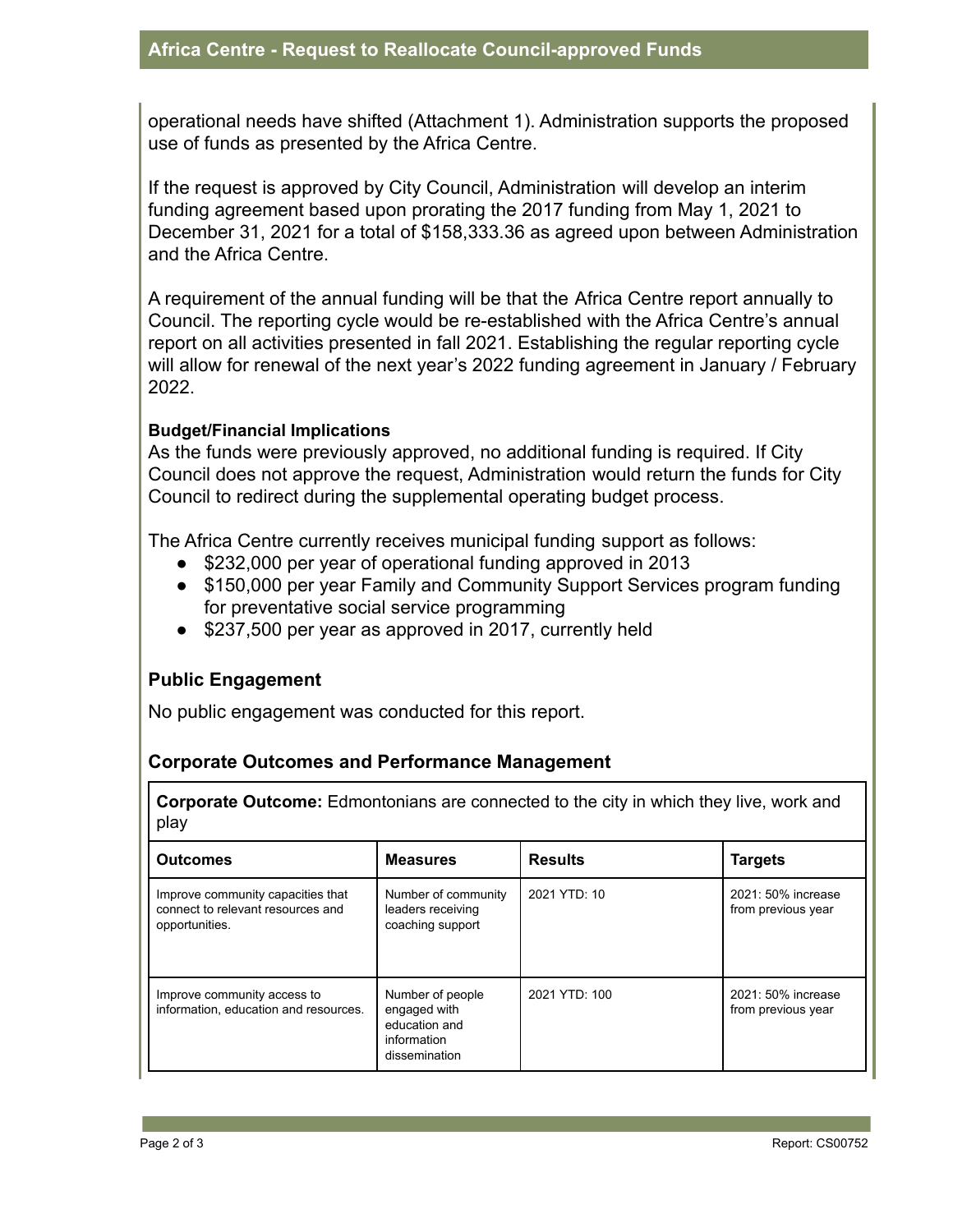operational needs have shifted (Attachment 1). Administration supports the proposed use of funds as presented by the Africa Centre.

If the request is approved by City Council, Administration will develop an interim funding agreement based upon prorating the 2017 funding from May 1, 2021 to December 31, 2021 for a total of $158,333.36 as agreed upon between Administration and the Africa Centre.

A requirement of the annual funding will be that the Africa Centre report annually to Council. The reporting cycle would be re-established with the Africa Centre's annual report on all activities presented in fall 2021. Establishing the regular reporting cycle will allow for renewal of the next year's 2022 funding agreement in January / February 2022.

**Budget/Financial Implications**

As the funds were previously approved, no additional funding is required. If City Council does not approve the request, Administration would return the funds for City Council to redirect during the supplemental operating budget process.

The Africa Centre currently receives municipal funding support as follows:

- $232,000 per year of operational funding approved in 2013
- $150,000 per year Family and Community Support Services program funding for preventative social service programming
- $237,500 per year as approved in 2017, currently held

## Public Engagement

No public engagement was conducted for this report.

## Corporate Outcomes and Performance Management

**Corporate Outcome:** Edmontonians are connected to the city in which they live, work and play

| Outcomes | Measures | Results | Targets |
|---|---|---|---|
| Improve community capacities that connect to relevant resources and opportunities. | Number of community leaders receiving coaching support | 2021 YTD: 10 | 2021: 50% increase from previous year |
| Improve community access to information, education and resources. | Number of people engaged with education and information dissemination | 2021 YTD: 100 | 2021: 50% increase from previous year |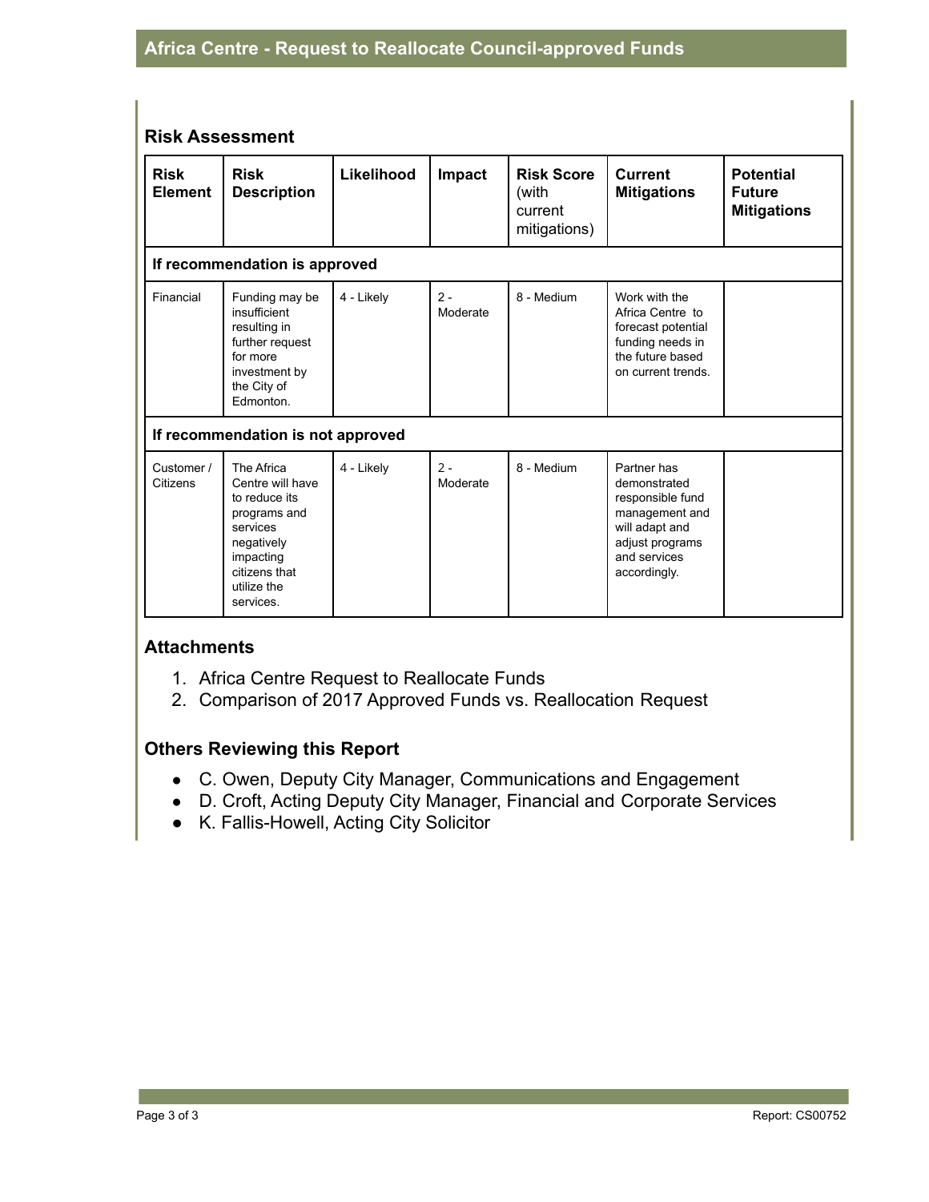## Risk Assessment

| Risk Element | Risk Description | Likelihood | Impact | Risk Score (with current mitigations) | Current Mitigations | Potential Future Mitigations |
|---|---|---|---|---|---|---|
| **If recommendation is approved** | | | | | | |
| Financial | Funding may be insufficient resulting in further request for more investment by the City of Edmonton. | 4 - Likely | 2 - Moderate | 8 - Medium | Work with the Africa Centre to forecast potential funding needs in the future based on current trends. | |
| **If recommendation is not approved** | | | | | | |
| Customer / Citizens | The Africa Centre will have to reduce its programs and services negatively impacting citizens that utilize the services. | 4 - Likely | 2 - Moderate | 8 - Medium | Partner has demonstrated responsible fund management and will adapt and adjust programs and services accordingly. | |

## Attachments

1. Africa Centre Request to Reallocate Funds
2. Comparison of 2017 Approved Funds vs. Reallocation Request

## Others Reviewing this Report

- C. Owen, Deputy City Manager, Communications and Engagement
- D. Croft, Acting Deputy City Manager, Financial and Corporate Services
- K. Fallis-Howell, Acting City Solicitor